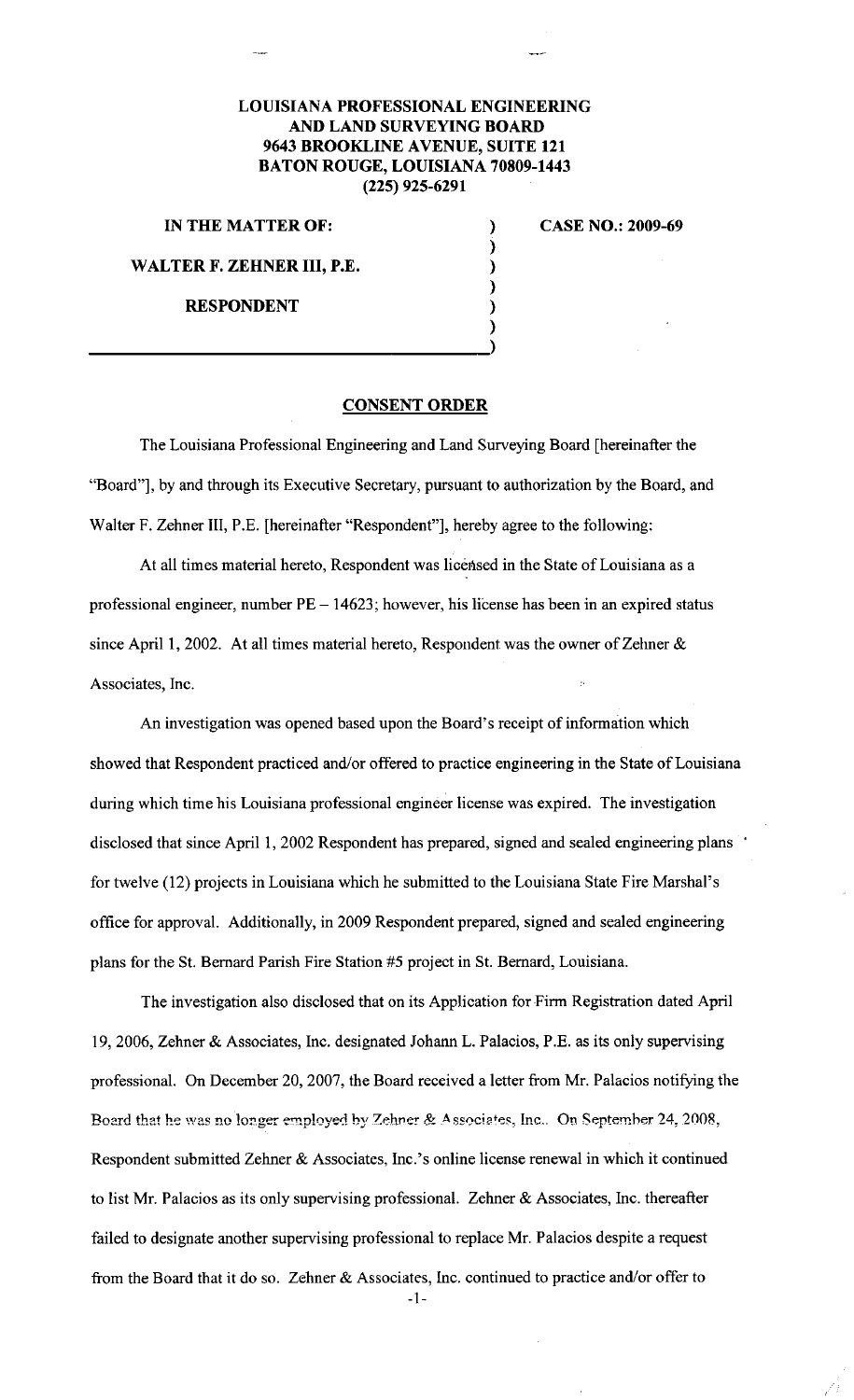**LOUISIANA PROFESSIONAL ENGINEERING AND LAND SURVEYING BOARD**
**9643 BROOKLINE AVENUE, SUITE 121**
**BATON ROUGE, LOUISIANA 70809-1443**
**(225) 925-6291**

| | | |
|---|---|---|
| **IN THE MATTER OF:** | ) | **CASE NO.: 2009-69** |
| | ) | |
| **WALTER F. ZEHNER III, P.E.** | ) | |
| | ) | |
| **RESPONDENT** | ) | |
| | ) | |
| | ) | |

## CONSENT ORDER

The Louisiana Professional Engineering and Land Surveying Board [hereinafter the "Board"], by and through its Executive Secretary, pursuant to authorization by the Board, and Walter F. Zehner III, P.E. [hereinafter "Respondent"], hereby agree to the following:

At all times material hereto, Respondent was licensed in the State of Louisiana as a professional engineer, number PE – 14623; however, his license has been in an expired status since April 1, 2002. At all times material hereto, Respondent was the owner of Zehner & Associates, Inc.

An investigation was opened based upon the Board's receipt of information which showed that Respondent practiced and/or offered to practice engineering in the State of Louisiana during which time his Louisiana professional engineer license was expired. The investigation disclosed that since April 1, 2002 Respondent has prepared, signed and sealed engineering plans for twelve (12) projects in Louisiana which he submitted to the Louisiana State Fire Marshal's office for approval. Additionally, in 2009 Respondent prepared, signed and sealed engineering plans for the St. Bernard Parish Fire Station #5 project in St. Bernard, Louisiana.

The investigation also disclosed that on its Application for Firm Registration dated April 19, 2006, Zehner & Associates, Inc. designated Johann L. Palacios, P.E. as its only supervising professional. On December 20, 2007, the Board received a letter from Mr. Palacios notifying the Board that he was no longer employed by Zehner & Associates, Inc.. On September 24, 2008, Respondent submitted Zehner & Associates, Inc.'s online license renewal in which it continued to list Mr. Palacios as its only supervising professional. Zehner & Associates, Inc. thereafter failed to designate another supervising professional to replace Mr. Palacios despite a request from the Board that it do so. Zehner & Associates, Inc. continued to practice and/or offer to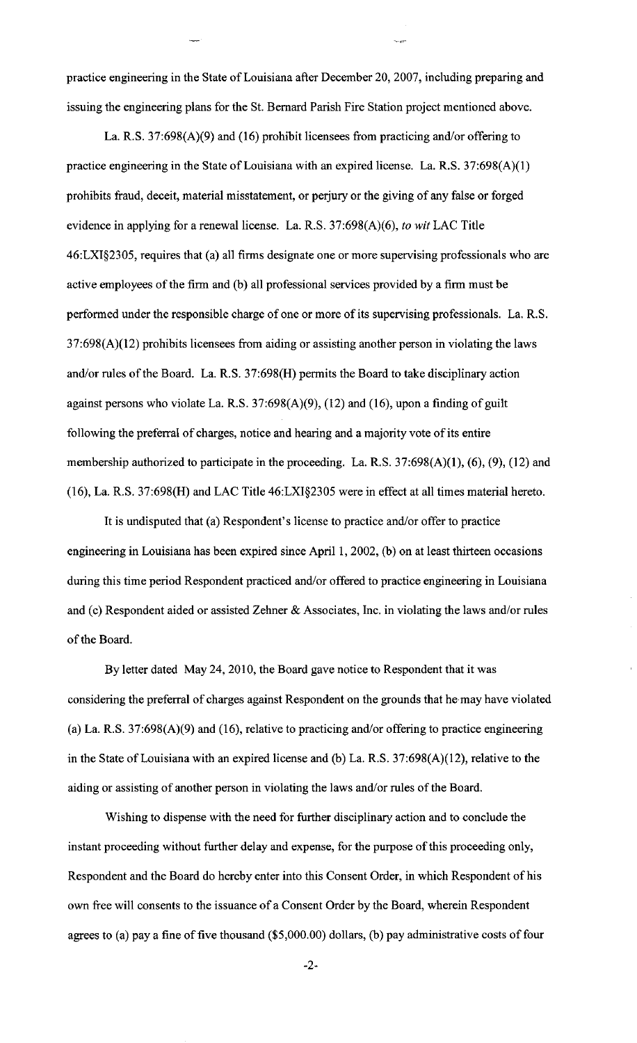practice engineering in the State of Louisiana after December 20, 2007, including preparing and issuing the engineering plans for the St. Bernard Parish Fire Station project mentioned above.

La. R.S. 37:698(A)(9) and (16) prohibit licensees from practicing and/or offering to practice engineering in the State of Louisiana with an expired license. La. R.S. 37:698(A)(1) prohibits fraud, deceit, material misstatement, or perjury or the giving of any false or forged evidence in applying for a renewal license. La. R.S. 37:698(A)(6), *to wit* LAC Title 46:LXI§2305, requires that (a) all firms designate one or more supervising professionals who are active employees of the firm and (b) all professional services provided by a firm must be performed under the responsible charge of one or more of its supervising professionals. La. R.S. 37:698(A)(12) prohibits licensees from aiding or assisting another person in violating the laws and/or rules of the Board. La. R.S. 37:698(H) permits the Board to take disciplinary action against persons who violate La. R.S. 37:698(A)(9), (12) and (16), upon a finding of guilt following the preferral of charges, notice and hearing and a majority vote of its entire membership authorized to participate in the proceeding. La. R.S. 37:698(A)(1), (6), (9), (12) and (16), La. R.S. 37:698(H) and LAC Title 46:LXI§2305 were in effect at all times material hereto.

It is undisputed that (a) Respondent's license to practice and/or offer to practice engineering in Louisiana has been expired since April 1, 2002, (b) on at least thirteen occasions during this time period Respondent practiced and/or offered to practice engineering in Louisiana and (c) Respondent aided or assisted Zehner & Associates, Inc. in violating the laws and/or rules of the Board.

By letter dated May 24, 2010, the Board gave notice to Respondent that it was considering the preferral of charges against Respondent on the grounds that he may have violated (a) La. R.S. 37:698(A)(9) and (16), relative to practicing and/or offering to practice engineering in the State of Louisiana with an expired license and (b) La. R.S. 37:698(A)(12), relative to the aiding or assisting of another person in violating the laws and/or rules of the Board.

Wishing to dispense with the need for further disciplinary action and to conclude the instant proceeding without further delay and expense, for the purpose of this proceeding only, Respondent and the Board do hereby enter into this Consent Order, in which Respondent of his own free will consents to the issuance of a Consent Order by the Board, wherein Respondent agrees to (a) pay a fine of five thousand ($5,000.00) dollars, (b) pay administrative costs of four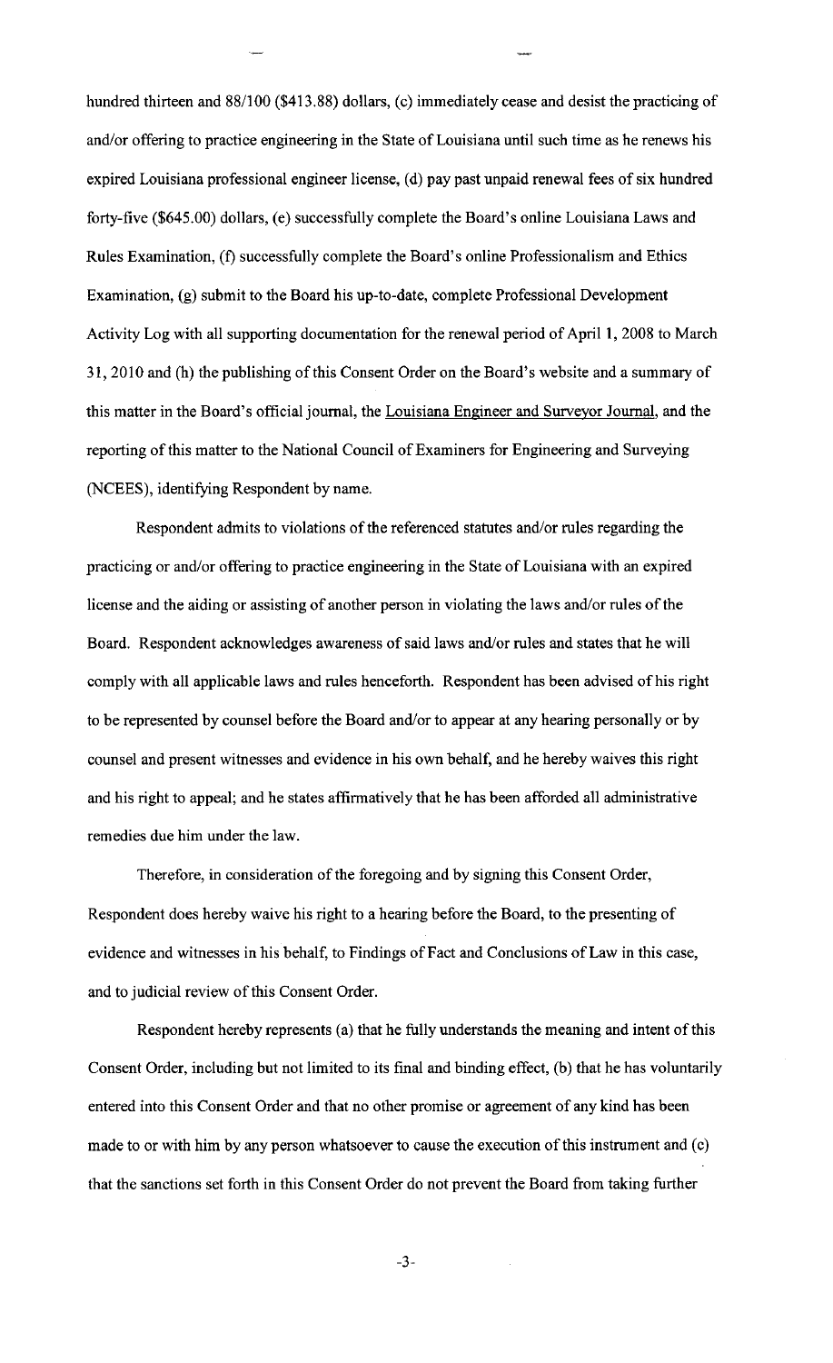hundred thirteen and 88/100 ($413.88) dollars, (c) immediately cease and desist the practicing of and/or offering to practice engineering in the State of Louisiana until such time as he renews his expired Louisiana professional engineer license, (d) pay past unpaid renewal fees of six hundred forty-five ($645.00) dollars, (e) successfully complete the Board's online Louisiana Laws and Rules Examination, (f) successfully complete the Board's online Professionalism and Ethics Examination, (g) submit to the Board his up-to-date, complete Professional Development Activity Log with all supporting documentation for the renewal period of April 1, 2008 to March 31, 2010 and (h) the publishing of this Consent Order on the Board's website and a summary of this matter in the Board's official journal, the Louisiana Engineer and Surveyor Journal, and the reporting of this matter to the National Council of Examiners for Engineering and Surveying (NCEES), identifying Respondent by name.

Respondent admits to violations of the referenced statutes and/or rules regarding the practicing or and/or offering to practice engineering in the State of Louisiana with an expired license and the aiding or assisting of another person in violating the laws and/or rules of the Board. Respondent acknowledges awareness of said laws and/or rules and states that he will comply with all applicable laws and rules henceforth. Respondent has been advised of his right to be represented by counsel before the Board and/or to appear at any hearing personally or by counsel and present witnesses and evidence in his own behalf, and he hereby waives this right and his right to appeal; and he states affirmatively that he has been afforded all administrative remedies due him under the law.

Therefore, in consideration of the foregoing and by signing this Consent Order, Respondent does hereby waive his right to a hearing before the Board, to the presenting of evidence and witnesses in his behalf, to Findings of Fact and Conclusions of Law in this case, and to judicial review of this Consent Order.

Respondent hereby represents (a) that he fully understands the meaning and intent of this Consent Order, including but not limited to its final and binding effect, (b) that he has voluntarily entered into this Consent Order and that no other promise or agreement of any kind has been made to or with him by any person whatsoever to cause the execution of this instrument and (c) that the sanctions set forth in this Consent Order do not prevent the Board from taking further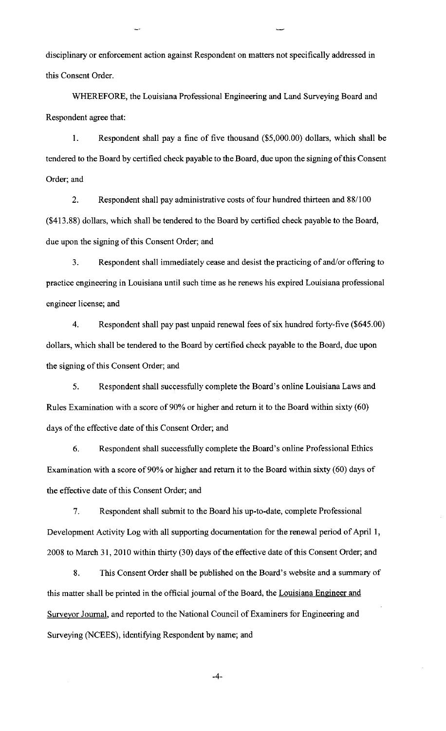disciplinary or enforcement action against Respondent on matters not specifically addressed in this Consent Order.

WHEREFORE, the Louisiana Professional Engineering and Land Surveying Board and Respondent agree that:

1. Respondent shall pay a fine of five thousand ($5,000.00) dollars, which shall be tendered to the Board by certified check payable to the Board, due upon the signing of this Consent Order; and

2. Respondent shall pay administrative costs of four hundred thirteen and 88/100 ($413.88) dollars, which shall be tendered to the Board by certified check payable to the Board, due upon the signing of this Consent Order; and

3. Respondent shall immediately cease and desist the practicing of and/or offering to practice engineering in Louisiana until such time as he renews his expired Louisiana professional engineer license; and

4. Respondent shall pay past unpaid renewal fees of six hundred forty-five ($645.00) dollars, which shall be tendered to the Board by certified check payable to the Board, due upon the signing of this Consent Order; and

5. Respondent shall successfully complete the Board's online Louisiana Laws and Rules Examination with a score of 90% or higher and return it to the Board within sixty (60) days of the effective date of this Consent Order; and

6. Respondent shall successfully complete the Board's online Professional Ethics Examination with a score of 90% or higher and return it to the Board within sixty (60) days of the effective date of this Consent Order; and

7. Respondent shall submit to the Board his up-to-date, complete Professional Development Activity Log with all supporting documentation for the renewal period of April 1, 2008 to March 31, 2010 within thirty (30) days of the effective date of this Consent Order; and

8. This Consent Order shall be published on the Board's website and a summary of this matter shall be printed in the official journal of the Board, the Louisiana Engineer and Surveyor Journal, and reported to the National Council of Examiners for Engineering and Surveying (NCEES), identifying Respondent by name; and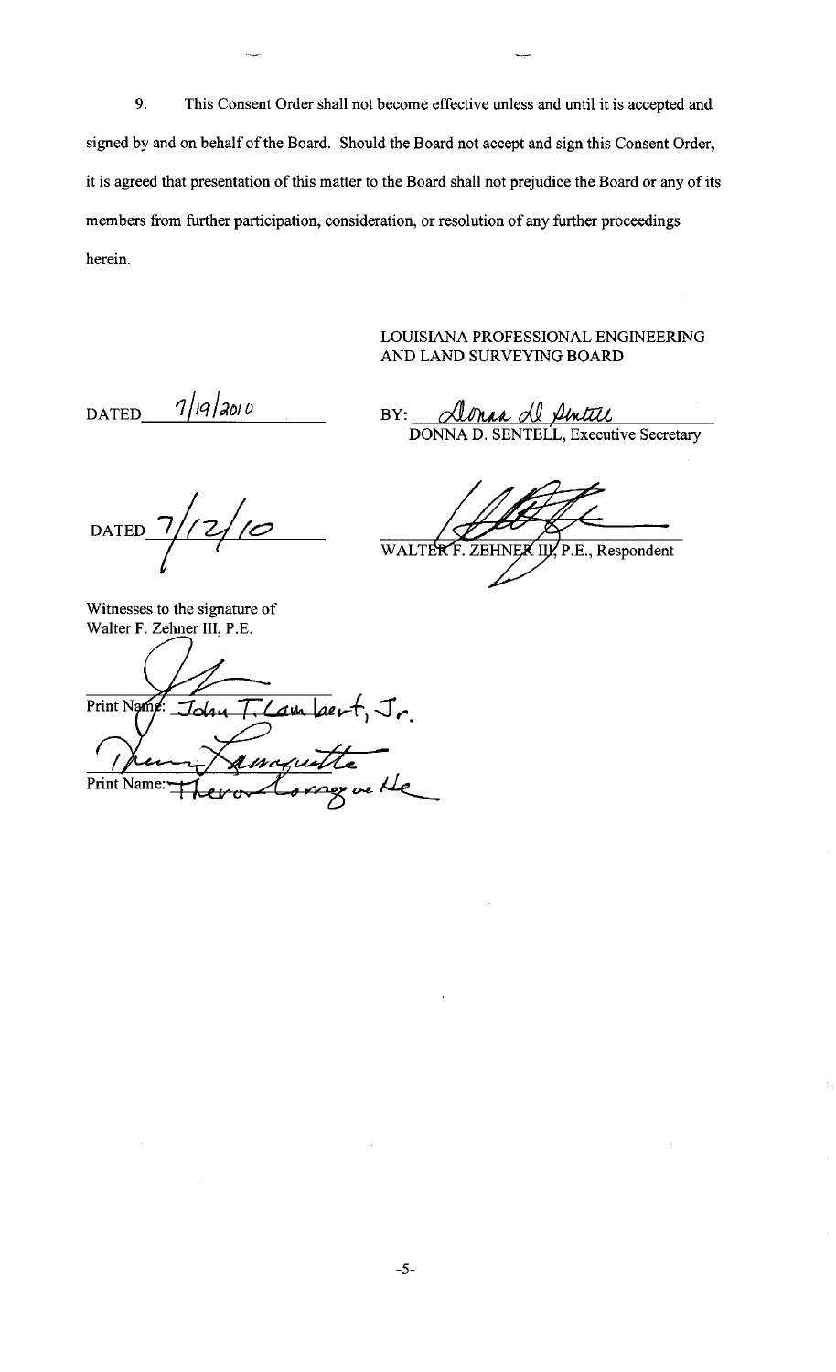9. This Consent Order shall not become effective unless and until it is accepted and signed by and on behalf of the Board. Should the Board not accept and sign this Consent Order, it is agreed that presentation of this matter to the Board shall not prejudice the Board or any of its members from further participation, consideration, or resolution of any further proceedings herein.

LOUISIANA PROFESSIONAL ENGINEERING AND LAND SURVEYING BOARD

DATED 7/19/2010

BY: Donna D. Sentell
DONNA D. SENTELL, Executive Secretary

DATED 7/12/10

WALTER F. ZEHNER III, P.E., Respondent

Witnesses to the signature of
Walter F. Zehner III, P.E.

Print Name: John T. Lambert, Jr.

Print Name: Theron Lamarque He